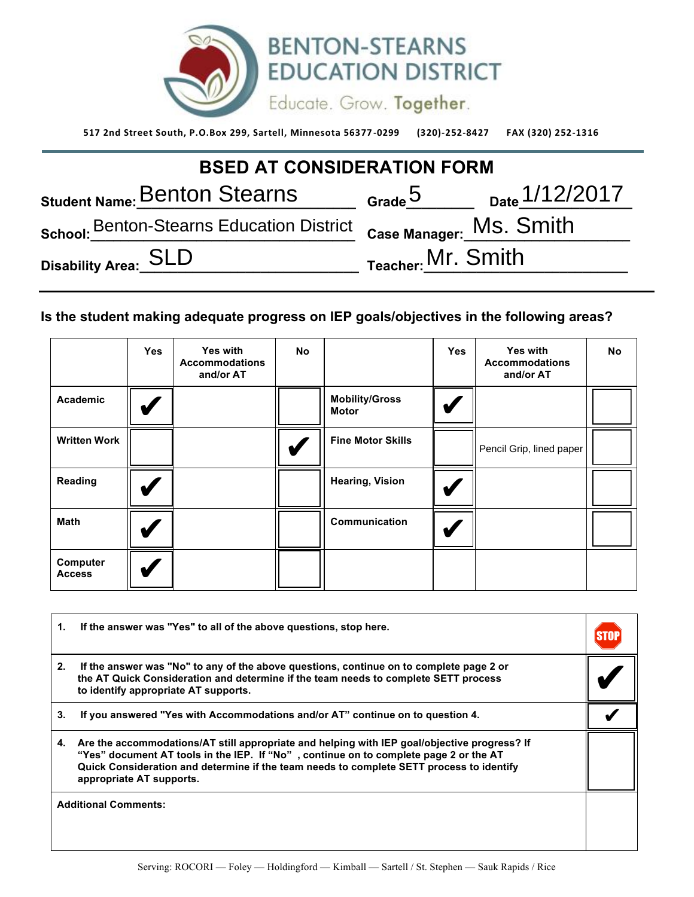# BENTON-STEARNS EDUCATION DISTRICT

Educate. Grow. **Together.**

517 2nd Street South, P.O.Box 299, Sartell, Minnesota 56377-0299 (320)-252-8427 FAX (320) 252-1316

## BSED AT CONSIDERATION FORM

**Student Name:** Benton Stearns **Grade** 5 **Date** 1/12/2017

**School:** Benton-Stearns Education District **Case Manager:** Ms. Smith

**Disability Area:** SLD **Teacher:** Mr. Smith

**Is the student making adequate progress on IEP goals/objectives in the following areas?**

| | Yes | Yes with Accommodations and/or AT | No | | Yes | Yes with Accommodations and/or AT | No |
|---|---|---|---|---|---|---|---|
| **Academic** | ✔ | | | **Mobility/Gross Motor** | ✔ | | |
| **Written Work** | | | ✔ | **Fine Motor Skills** | | Pencil Grip, lined paper | |
| **Reading** | ✔ | | | **Hearing, Vision** | ✔ | | |
| **Math** | ✔ | | | **Communication** | ✔ | | |
| **Computer Access** | ✔ | | | | | | |

| | |
|---|---|
| **1. If the answer was "Yes" to all of the above questions, stop here.** | STOP |
| **2. If the answer was "No" to any of the above questions, continue on to complete page 2 or the AT Quick Consideration and determine if the team needs to complete SETT process to identify appropriate AT supports.** | ✔ |
| **3. If you answered "Yes with Accommodations and/or AT" continue on to question 4.** | ✔ |
| **4. Are the accommodations/AT still appropriate and helping with IEP goal/objective progress? If "Yes" document AT tools in the IEP. If "No" , continue on to complete page 2 or the AT Quick Consideration and determine if the team needs to complete SETT process to identify appropriate AT supports.** | |
| **Additional Comments:** | |

Serving: ROCORI — Foley — Holdingford — Kimball — Sartell / St. Stephen — Sauk Rapids / Rice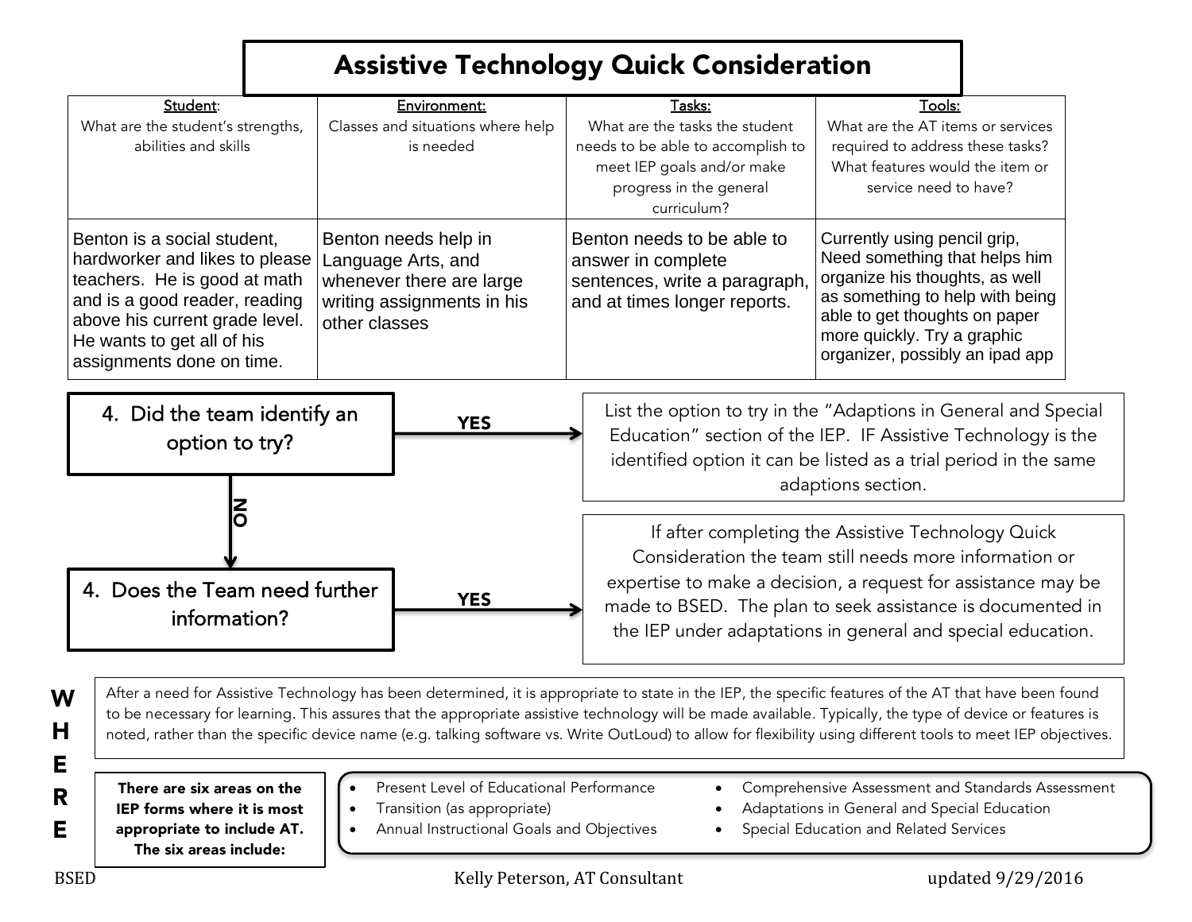# Assistive Technology Quick Consideration

| Student: What are the student's strengths, abilities and skills | Environment: Classes and situations where help is needed | Tasks: What are the tasks the student needs to be able to accomplish to meet IEP goals and/or make progress in the general curriculum? | Tools: What are the AT items or services required to address these tasks? What features would the item or service need to have? |
|---|---|---|---|
| Benton is a social student, hardworker and likes to please teachers. He is good at math and is a good reader, reading above his current grade level. He wants to get all of his assignments done on time. | Benton needs help in Language Arts, and whenever there are large writing assignments in his other classes | Benton needs to be able to answer in complete sentences, write a paragraph, and at times longer reports. | Currently using pencil grip, Need something that helps him organize his thoughts, as well as something to help with being able to get thoughts on paper more quickly. Try a graphic organizer, possibly an ipad app |

**4. Did the team identify an option to try?**

**YES** → List the option to try in the "Adaptions in General and Special Education" section of the IEP. IF Assistive Technology is the identified option it can be listed as a trial period in the same adaptions section.

**NO** ↓

**4. Does the Team need further information?**

**YES** → If after completing the Assistive Technology Quick Consideration the team still needs more information or expertise to make a decision, a request for assistance may be made to BSED. The plan to seek assistance is documented in the IEP under adaptations in general and special education.

## WHERE

After a need for Assistive Technology has been determined, it is appropriate to state in the IEP, the specific features of the AT that have been found to be necessary for learning. This assures that the appropriate assistive technology will be made available. Typically, the type of device or features is noted, rather than the specific device name (e.g. talking software vs. Write OutLoud) to allow for flexibility using different tools to meet IEP objectives.

**There are six areas on the IEP forms where it is most appropriate to include AT. The six areas include:**

- Present Level of Educational Performance
- Transition (as appropriate)
- Annual Instructional Goals and Objectives
- Comprehensive Assessment and Standards Assessment
- Adaptations in General and Special Education
- Special Education and Related Services

BSED — Kelly Peterson, AT Consultant — updated 9/29/2016